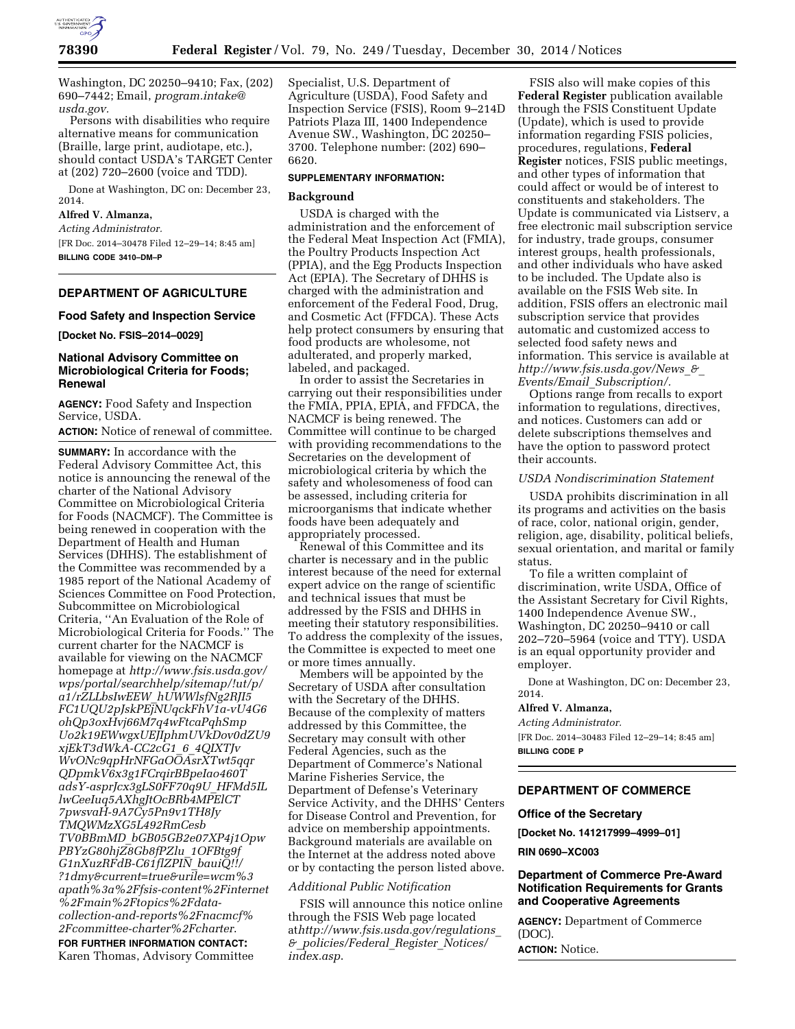Washington, DC 20250–9410; Fax, (202) 690–7442; Email, *program.intake@usda.gov.*

Persons with disabilities who require alternative means for communication (Braille, large print, audiotape, etc.), should contact USDA's TARGET Center at (202) 720–2600 (voice and TDD).

Done at Washington, DC on: December 23, 2014.

**Alfred V. Almanza,**

*Acting Administrator.*

[FR Doc. 2014–30478 Filed 12–29–14; 8:45 am]

**BILLING CODE 3410–DM–P**

## DEPARTMENT OF AGRICULTURE

### Food Safety and Inspection Service

**[Docket No. FSIS–2014–0029]**

### National Advisory Committee on Microbiological Criteria for Foods; Renewal

**AGENCY:** Food Safety and Inspection Service, USDA.

**ACTION:** Notice of renewal of committee.

**SUMMARY:** In accordance with the Federal Advisory Committee Act, this notice is announcing the renewal of the charter of the National Advisory Committee on Microbiological Criteria for Foods (NACMCF). The Committee is being renewed in cooperation with the Department of Health and Human Services (DHHS). The establishment of the Committee was recommended by a 1985 report of the National Academy of Sciences Committee on Food Protection, Subcommittee on Microbiological Criteria, ''An Evaluation of the Role of Microbiological Criteria for Foods.'' The current charter for the NACMCF is available for viewing on the NACMCF homepage at *http://www.fsis.usda.gov/wps/portal/searchhelp/sitemap/!ut/p/a1/rZLLbsIwEEW_hUWWlsfNg2RJI5FC1UQU2pJskPEjNUqckFhV1a-vU4G6ohQp3oxHvj66M7q4wFtcaPqhSmpUo2k19EWwgxUEJIphmUVkDov0dZU9xjEkT3dWkA-CC2cG1_6_4QIXTJvWvONc9qpHrNFGaOOAsrXTwt5qqrQDpmkV6x3g1FCrqirBBpeIao460TadsY-asprJcx3gLS0FF70q9U_HFMd5ILlwCeeIuq5AXhgJtOcBRb4MPElCT7pwsvaH-9A7Cy5Pn9v1TH8JyTMQWMzXG5L492RmCesbTV0BBmMD_bGB05GB2e07XP4j1OpwPBYzG80hjZ8Gb8fPZlu_1OFBtg9fG1nXuzRFdB-C61flZPIN_bauiQ!!/?1dmy&current=true&urile=wcm%3apath%3a%2Ffsis-content%2Finternet%2Fmain%2Ftopics%2Fdata-collection-and-reports%2Fnacmcf%2Fcommittee-charter%2Fcharter.*

**FOR FURTHER INFORMATION CONTACT:** Karen Thomas, Advisory Committee Specialist, U.S. Department of Agriculture (USDA), Food Safety and Inspection Service (FSIS), Room 9–214D Patriots Plaza III, 1400 Independence Avenue SW., Washington, DC 20250–3700. Telephone number: (202) 690–6620.

**SUPPLEMENTARY INFORMATION:**

**Background**

USDA is charged with the administration and the enforcement of the Federal Meat Inspection Act (FMIA), the Poultry Products Inspection Act (PPIA), and the Egg Products Inspection Act (EPIA). The Secretary of DHHS is charged with the administration and enforcement of the Federal Food, Drug, and Cosmetic Act (FFDCA). These Acts help protect consumers by ensuring that food products are wholesome, not adulterated, and properly marked, labeled, and packaged.

In order to assist the Secretaries in carrying out their responsibilities under the FMIA, PPIA, EPIA, and FFDCA, the NACMCF is being renewed. The Committee will continue to be charged with providing recommendations to the Secretaries on the development of microbiological criteria by which the safety and wholesomeness of food can be assessed, including criteria for microorganisms that indicate whether foods have been adequately and appropriately processed.

Renewal of this Committee and its charter is necessary and in the public interest because of the need for external expert advice on the range of scientific and technical issues that must be addressed by the FSIS and DHHS in meeting their statutory responsibilities. To address the complexity of the issues, the Committee is expected to meet one or more times annually.

Members will be appointed by the Secretary of USDA after consultation with the Secretary of the DHHS. Because of the complexity of matters addressed by this Committee, the Secretary may consult with other Federal Agencies, such as the Department of Commerce's National Marine Fisheries Service, the Department of Defense's Veterinary Service Activity, and the DHHS' Centers for Disease Control and Prevention, for advice on membership appointments. Background materials are available on the Internet at the address noted above or by contacting the person listed above.

*Additional Public Notification*

FSIS will announce this notice online through the FSIS Web page located at*http://www.fsis.usda.gov/regulations_&_policies/Federal_Register_Notices/index.asp.*

FSIS also will make copies of this **Federal Register** publication available through the FSIS Constituent Update (Update), which is used to provide information regarding FSIS policies, procedures, regulations, **Federal Register** notices, FSIS public meetings, and other types of information that could affect or would be of interest to constituents and stakeholders. The Update is communicated via Listserv, a free electronic mail subscription service for industry, trade groups, consumer interest groups, health professionals, and other individuals who have asked to be included. The Update also is available on the FSIS Web site. In addition, FSIS offers an electronic mail subscription service that provides automatic and customized access to selected food safety news and information. This service is available at *http://www.fsis.usda.gov/News_&_Events/Email_Subscription/.*

Options range from recalls to export information to regulations, directives, and notices. Customers can add or delete subscriptions themselves and have the option to password protect their accounts.

*USDA Nondiscrimination Statement*

USDA prohibits discrimination in all its programs and activities on the basis of race, color, national origin, gender, religion, age, disability, political beliefs, sexual orientation, and marital or family status.

To file a written complaint of discrimination, write USDA, Office of the Assistant Secretary for Civil Rights, 1400 Independence Avenue SW., Washington, DC 20250–9410 or call 202–720–5964 (voice and TTY). USDA is an equal opportunity provider and employer.

Done at Washington, DC on: December 23, 2014.

**Alfred V. Almanza,**

*Acting Administrator.*

[FR Doc. 2014–30483 Filed 12–29–14; 8:45 am]

**BILLING CODE P**

## DEPARTMENT OF COMMERCE

### Office of the Secretary

**[Docket No. 141217999–4999–01]**

**RIN 0690–XC003**

### Department of Commerce Pre-Award Notification Requirements for Grants and Cooperative Agreements

**AGENCY:** Department of Commerce (DOC).

**ACTION:** Notice.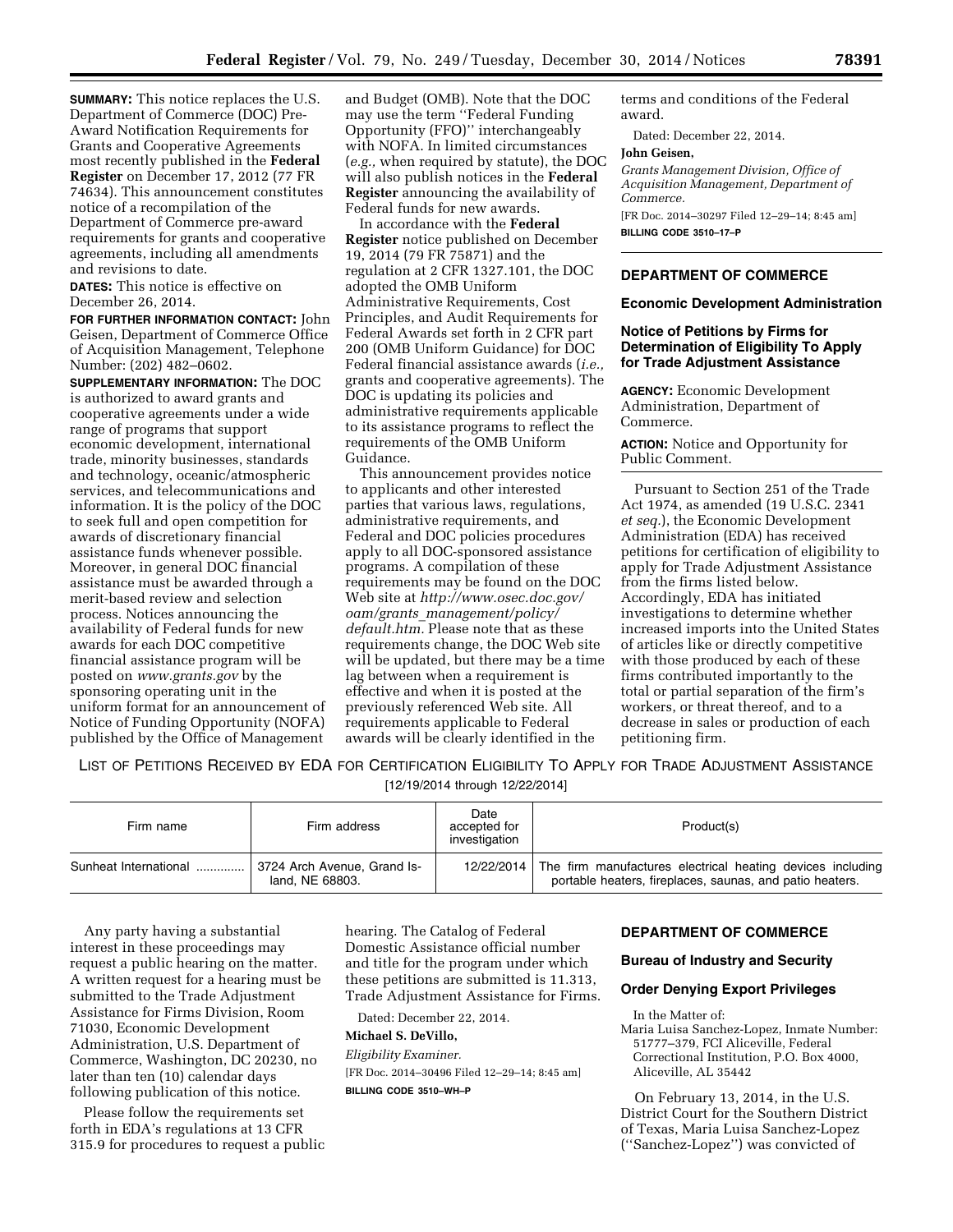**SUMMARY:** This notice replaces the U.S. Department of Commerce (DOC) Pre-Award Notification Requirements for Grants and Cooperative Agreements most recently published in the **Federal Register** on December 17, 2012 (77 FR 74634). This announcement constitutes notice of a recompilation of the Department of Commerce pre-award requirements for grants and cooperative agreements, including all amendments and revisions to date.

**DATES:** This notice is effective on December 26, 2014.

**FOR FURTHER INFORMATION CONTACT:** John Geisen, Department of Commerce Office of Acquisition Management, Telephone Number: (202) 482–0602.

**SUPPLEMENTARY INFORMATION:** The DOC is authorized to award grants and cooperative agreements under a wide range of programs that support economic development, international trade, minority businesses, standards and technology, oceanic/atmospheric services, and telecommunications and information. It is the policy of the DOC to seek full and open competition for awards of discretionary financial assistance funds whenever possible. Moreover, in general DOC financial assistance must be awarded through a merit-based review and selection process. Notices announcing the availability of Federal funds for new awards for each DOC competitive financial assistance program will be posted on *www.grants.gov* by the sponsoring operating unit in the uniform format for an announcement of Notice of Funding Opportunity (NOFA) published by the Office of Management and Budget (OMB). Note that the DOC may use the term ''Federal Funding Opportunity (FFO)'' interchangeably with NOFA. In limited circumstances (*e.g.,* when required by statute), the DOC will also publish notices in the **Federal Register** announcing the availability of Federal funds for new awards.

In accordance with the **Federal Register** notice published on December 19, 2014 (79 FR 75871) and the regulation at 2 CFR 1327.101, the DOC adopted the OMB Uniform Administrative Requirements, Cost Principles, and Audit Requirements for Federal Awards set forth in 2 CFR part 200 (OMB Uniform Guidance) for DOC Federal financial assistance awards (*i.e.,* grants and cooperative agreements). The DOC is updating its policies and administrative requirements applicable to its assistance programs to reflect the requirements of the OMB Uniform Guidance.

This announcement provides notice to applicants and other interested parties that various laws, regulations, administrative requirements, and Federal and DOC policies procedures apply to all DOC-sponsored assistance programs. A compilation of these requirements may be found on the DOC Web site at *http://www.osec.doc.gov/oam/grants_management/policy/default.htm.* Please note that as these requirements change, the DOC Web site will be updated, but there may be a time lag between when a requirement is effective and when it is posted at the previously referenced Web site. All requirements applicable to Federal awards will be clearly identified in the terms and conditions of the Federal award.

Dated: December 22, 2014.

**John Geisen,**

*Grants Management Division, Office of Acquisition Management, Department of Commerce.*

[FR Doc. 2014–30297 Filed 12–29–14; 8:45 am]

**BILLING CODE 3510–17–P**

## DEPARTMENT OF COMMERCE

### Economic Development Administration

### Notice of Petitions by Firms for Determination of Eligibility To Apply for Trade Adjustment Assistance

**AGENCY:** Economic Development Administration, Department of Commerce.

**ACTION:** Notice and Opportunity for Public Comment.

Pursuant to Section 251 of the Trade Act 1974, as amended (19 U.S.C. 2341 *et seq.*), the Economic Development Administration (EDA) has received petitions for certification of eligibility to apply for Trade Adjustment Assistance from the firms listed below. Accordingly, EDA has initiated investigations to determine whether increased imports into the United States of articles like or directly competitive with those produced by each of these firms contributed importantly to the total or partial separation of the firm's workers, or threat thereof, and to a decrease in sales or production of each petitioning firm.

LIST OF PETITIONS RECEIVED BY EDA FOR CERTIFICATION ELIGIBILITY TO APPLY FOR TRADE ADJUSTMENT ASSISTANCE

[12/19/2014 through 12/22/2014]

| Firm name | Firm address | Date accepted for investigation | Product(s) |
|---|---|---|---|
| Sunheat International .............. | 3724 Arch Avenue, Grand Island, NE 68803. | 12/22/2014 | The firm manufactures electrical heating devices including portable heaters, fireplaces, saunas, and patio heaters. |

Any party having a substantial interest in these proceedings may request a public hearing on the matter. A written request for a hearing must be submitted to the Trade Adjustment Assistance for Firms Division, Room 71030, Economic Development Administration, U.S. Department of Commerce, Washington, DC 20230, no later than ten (10) calendar days following publication of this notice.

Please follow the requirements set forth in EDA's regulations at 13 CFR 315.9 for procedures to request a public hearing. The Catalog of Federal Domestic Assistance official number and title for the program under which these petitions are submitted is 11.313, Trade Adjustment Assistance for Firms.

Dated: December 22, 2014.

**Michael S. DeVillo,**

*Eligibility Examiner.*

[FR Doc. 2014–30496 Filed 12–29–14; 8:45 am]

**BILLING CODE 3510–WH–P**

## DEPARTMENT OF COMMERCE

### Bureau of Industry and Security

### Order Denying Export Privileges

In the Matter of:

Maria Luisa Sanchez-Lopez, Inmate Number: 51777–379, FCI Aliceville, Federal Correctional Institution, P.O. Box 4000, Aliceville, AL 35442

On February 13, 2014, in the U.S. District Court for the Southern District of Texas, Maria Luisa Sanchez-Lopez (''Sanchez-Lopez'') was convicted of